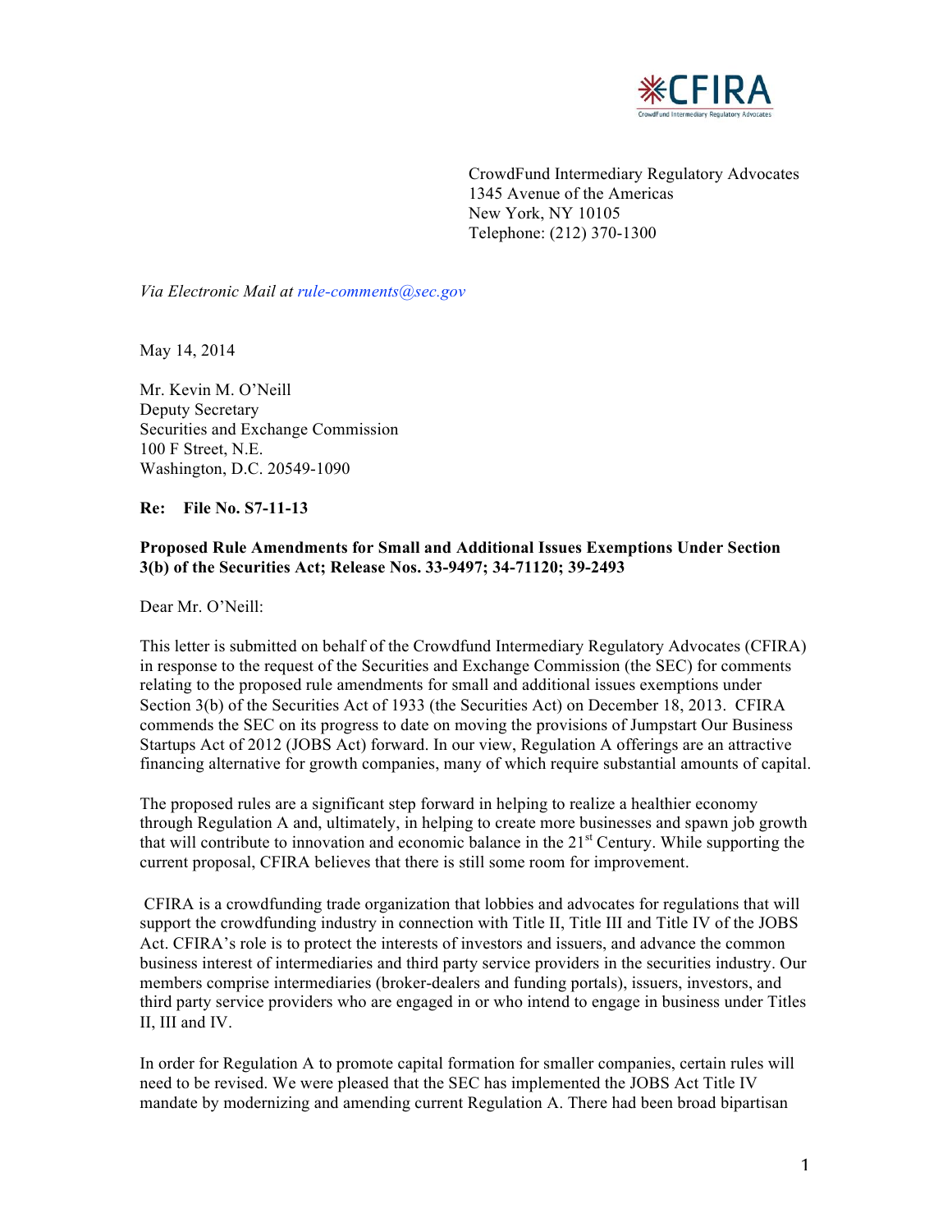CFIRA
CrowdFund Intermediary Regulatory Advocates

CrowdFund Intermediary Regulatory Advocates
1345 Avenue of the Americas
New York, NY 10105
Telephone: (212) 370-1300

*Via Electronic Mail at rule-comments@sec.gov*

May 14, 2014

Mr. Kevin M. O'Neill
Deputy Secretary
Securities and Exchange Commission
100 F Street, N.E.
Washington, D.C. 20549-1090

**Re: File No. S7-11-13**

**Proposed Rule Amendments for Small and Additional Issues Exemptions Under Section 3(b) of the Securities Act; Release Nos. 33-9497; 34-71120; 39-2493**

Dear Mr. O'Neill:

This letter is submitted on behalf of the Crowdfund Intermediary Regulatory Advocates (CFIRA) in response to the request of the Securities and Exchange Commission (the SEC) for comments relating to the proposed rule amendments for small and additional issues exemptions under Section 3(b) of the Securities Act of 1933 (the Securities Act) on December 18, 2013. CFIRA commends the SEC on its progress to date on moving the provisions of Jumpstart Our Business Startups Act of 2012 (JOBS Act) forward. In our view, Regulation A offerings are an attractive financing alternative for growth companies, many of which require substantial amounts of capital.

The proposed rules are a significant step forward in helping to realize a healthier economy through Regulation A and, ultimately, in helping to create more businesses and spawn job growth that will contribute to innovation and economic balance in the 21st Century. While supporting the current proposal, CFIRA believes that there is still some room for improvement.

CFIRA is a crowdfunding trade organization that lobbies and advocates for regulations that will support the crowdfunding industry in connection with Title II, Title III and Title IV of the JOBS Act. CFIRA's role is to protect the interests of investors and issuers, and advance the common business interest of intermediaries and third party service providers in the securities industry. Our members comprise intermediaries (broker-dealers and funding portals), issuers, investors, and third party service providers who are engaged in or who intend to engage in business under Titles II, III and IV.

In order for Regulation A to promote capital formation for smaller companies, certain rules will need to be revised. We were pleased that the SEC has implemented the JOBS Act Title IV mandate by modernizing and amending current Regulation A. There had been broad bipartisan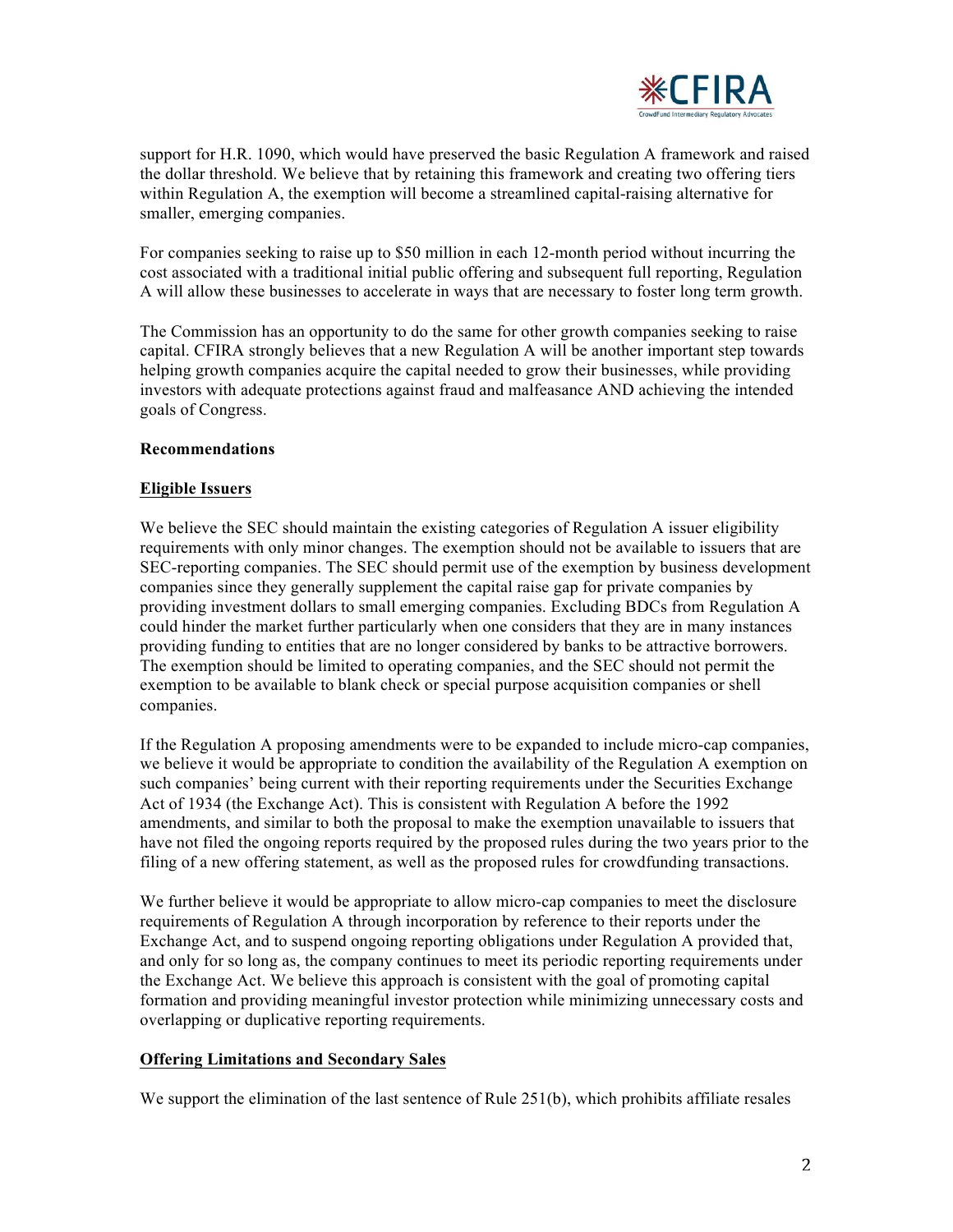support for H.R. 1090, which would have preserved the basic Regulation A framework and raised the dollar threshold. We believe that by retaining this framework and creating two offering tiers within Regulation A, the exemption will become a streamlined capital-raising alternative for smaller, emerging companies.

For companies seeking to raise up to $50 million in each 12-month period without incurring the cost associated with a traditional initial public offering and subsequent full reporting, Regulation A will allow these businesses to accelerate in ways that are necessary to foster long term growth.

The Commission has an opportunity to do the same for other growth companies seeking to raise capital. CFIRA strongly believes that a new Regulation A will be another important step towards helping growth companies acquire the capital needed to grow their businesses, while providing investors with adequate protections against fraud and malfeasance AND achieving the intended goals of Congress.

**Recommendations**

**Eligible Issuers**

We believe the SEC should maintain the existing categories of Regulation A issuer eligibility requirements with only minor changes. The exemption should not be available to issuers that are SEC-reporting companies. The SEC should permit use of the exemption by business development companies since they generally supplement the capital raise gap for private companies by providing investment dollars to small emerging companies. Excluding BDCs from Regulation A could hinder the market further particularly when one considers that they are in many instances providing funding to entities that are no longer considered by banks to be attractive borrowers. The exemption should be limited to operating companies, and the SEC should not permit the exemption to be available to blank check or special purpose acquisition companies or shell companies.

If the Regulation A proposing amendments were to be expanded to include micro-cap companies, we believe it would be appropriate to condition the availability of the Regulation A exemption on such companies' being current with their reporting requirements under the Securities Exchange Act of 1934 (the Exchange Act). This is consistent with Regulation A before the 1992 amendments, and similar to both the proposal to make the exemption unavailable to issuers that have not filed the ongoing reports required by the proposed rules during the two years prior to the filing of a new offering statement, as well as the proposed rules for crowdfunding transactions.

We further believe it would be appropriate to allow micro-cap companies to meet the disclosure requirements of Regulation A through incorporation by reference to their reports under the Exchange Act, and to suspend ongoing reporting obligations under Regulation A provided that, and only for so long as, the company continues to meet its periodic reporting requirements under the Exchange Act. We believe this approach is consistent with the goal of promoting capital formation and providing meaningful investor protection while minimizing unnecessary costs and overlapping or duplicative reporting requirements.

**Offering Limitations and Secondary Sales**

We support the elimination of the last sentence of Rule 251(b), which prohibits affiliate resales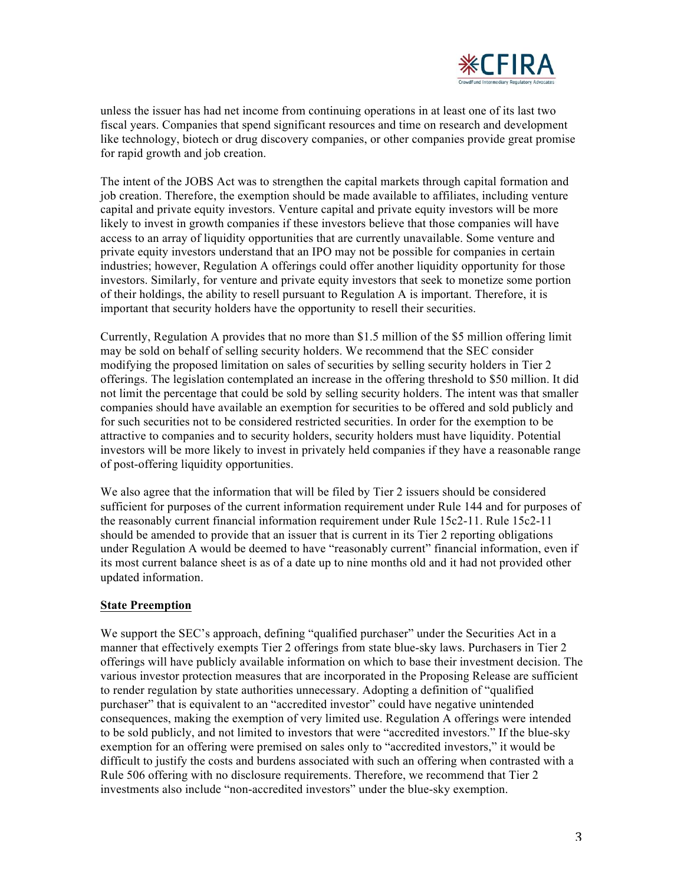unless the issuer has had net income from continuing operations in at least one of its last two fiscal years. Companies that spend significant resources and time on research and development like technology, biotech or drug discovery companies, or other companies provide great promise for rapid growth and job creation.

The intent of the JOBS Act was to strengthen the capital markets through capital formation and job creation. Therefore, the exemption should be made available to affiliates, including venture capital and private equity investors. Venture capital and private equity investors will be more likely to invest in growth companies if these investors believe that those companies will have access to an array of liquidity opportunities that are currently unavailable. Some venture and private equity investors understand that an IPO may not be possible for companies in certain industries; however, Regulation A offerings could offer another liquidity opportunity for those investors. Similarly, for venture and private equity investors that seek to monetize some portion of their holdings, the ability to resell pursuant to Regulation A is important. Therefore, it is important that security holders have the opportunity to resell their securities.

Currently, Regulation A provides that no more than $1.5 million of the $5 million offering limit may be sold on behalf of selling security holders. We recommend that the SEC consider modifying the proposed limitation on sales of securities by selling security holders in Tier 2 offerings. The legislation contemplated an increase in the offering threshold to $50 million. It did not limit the percentage that could be sold by selling security holders. The intent was that smaller companies should have available an exemption for securities to be offered and sold publicly and for such securities not to be considered restricted securities. In order for the exemption to be attractive to companies and to security holders, security holders must have liquidity. Potential investors will be more likely to invest in privately held companies if they have a reasonable range of post-offering liquidity opportunities.

We also agree that the information that will be filed by Tier 2 issuers should be considered sufficient for purposes of the current information requirement under Rule 144 and for purposes of the reasonably current financial information requirement under Rule 15c2-11. Rule 15c2-11 should be amended to provide that an issuer that is current in its Tier 2 reporting obligations under Regulation A would be deemed to have "reasonably current" financial information, even if its most current balance sheet is as of a date up to nine months old and it had not provided other updated information.

**State Preemption**

We support the SEC's approach, defining "qualified purchaser" under the Securities Act in a manner that effectively exempts Tier 2 offerings from state blue-sky laws. Purchasers in Tier 2 offerings will have publicly available information on which to base their investment decision. The various investor protection measures that are incorporated in the Proposing Release are sufficient to render regulation by state authorities unnecessary. Adopting a definition of "qualified purchaser" that is equivalent to an "accredited investor" could have negative unintended consequences, making the exemption of very limited use. Regulation A offerings were intended to be sold publicly, and not limited to investors that were "accredited investors." If the blue-sky exemption for an offering were premised on sales only to "accredited investors," it would be difficult to justify the costs and burdens associated with such an offering when contrasted with a Rule 506 offering with no disclosure requirements. Therefore, we recommend that Tier 2 investments also include "non-accredited investors" under the blue-sky exemption.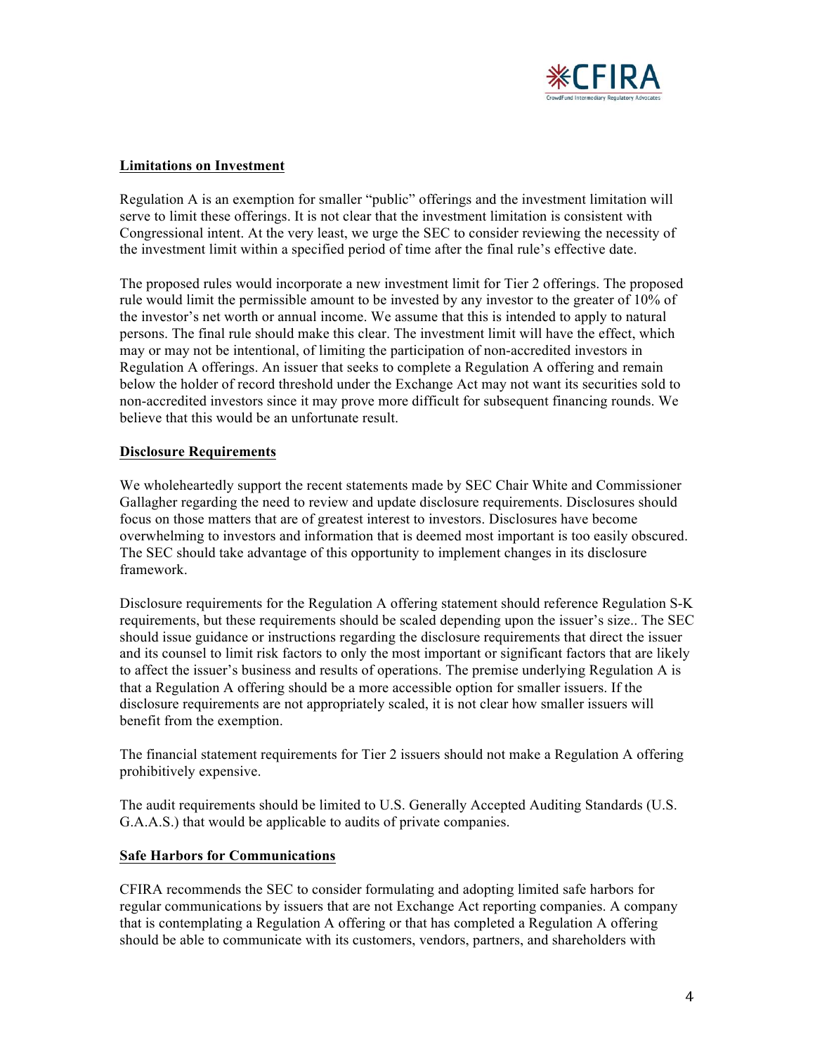**Limitations on Investment**

Regulation A is an exemption for smaller "public" offerings and the investment limitation will serve to limit these offerings. It is not clear that the investment limitation is consistent with Congressional intent. At the very least, we urge the SEC to consider reviewing the necessity of the investment limit within a specified period of time after the final rule's effective date.

The proposed rules would incorporate a new investment limit for Tier 2 offerings. The proposed rule would limit the permissible amount to be invested by any investor to the greater of 10% of the investor's net worth or annual income. We assume that this is intended to apply to natural persons. The final rule should make this clear. The investment limit will have the effect, which may or may not be intentional, of limiting the participation of non-accredited investors in Regulation A offerings. An issuer that seeks to complete a Regulation A offering and remain below the holder of record threshold under the Exchange Act may not want its securities sold to non-accredited investors since it may prove more difficult for subsequent financing rounds. We believe that this would be an unfortunate result.

**Disclosure Requirements**

We wholeheartedly support the recent statements made by SEC Chair White and Commissioner Gallagher regarding the need to review and update disclosure requirements. Disclosures should focus on those matters that are of greatest interest to investors. Disclosures have become overwhelming to investors and information that is deemed most important is too easily obscured. The SEC should take advantage of this opportunity to implement changes in its disclosure framework.

Disclosure requirements for the Regulation A offering statement should reference Regulation S-K requirements, but these requirements should be scaled depending upon the issuer's size.. The SEC should issue guidance or instructions regarding the disclosure requirements that direct the issuer and its counsel to limit risk factors to only the most important or significant factors that are likely to affect the issuer's business and results of operations. The premise underlying Regulation A is that a Regulation A offering should be a more accessible option for smaller issuers. If the disclosure requirements are not appropriately scaled, it is not clear how smaller issuers will benefit from the exemption.

The financial statement requirements for Tier 2 issuers should not make a Regulation A offering prohibitively expensive.

The audit requirements should be limited to U.S. Generally Accepted Auditing Standards (U.S. G.A.A.S.) that would be applicable to audits of private companies.

**Safe Harbors for Communications**

CFIRA recommends the SEC to consider formulating and adopting limited safe harbors for regular communications by issuers that are not Exchange Act reporting companies. A company that is contemplating a Regulation A offering or that has completed a Regulation A offering should be able to communicate with its customers, vendors, partners, and shareholders with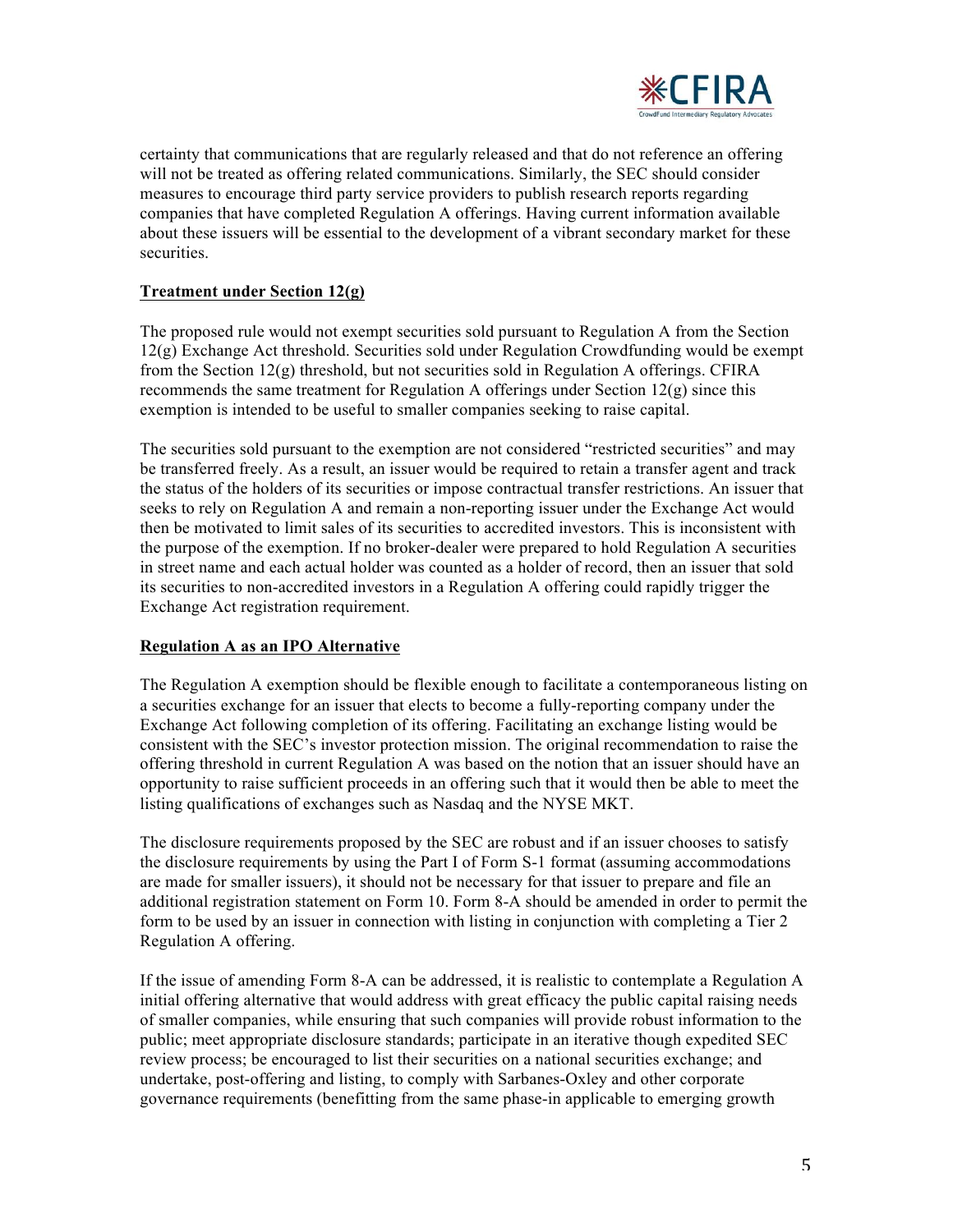certainty that communications that are regularly released and that do not reference an offering will not be treated as offering related communications. Similarly, the SEC should consider measures to encourage third party service providers to publish research reports regarding companies that have completed Regulation A offerings. Having current information available about these issuers will be essential to the development of a vibrant secondary market for these securities.

**Treatment under Section 12(g)**

The proposed rule would not exempt securities sold pursuant to Regulation A from the Section 12(g) Exchange Act threshold. Securities sold under Regulation Crowdfunding would be exempt from the Section 12(g) threshold, but not securities sold in Regulation A offerings. CFIRA recommends the same treatment for Regulation A offerings under Section 12(g) since this exemption is intended to be useful to smaller companies seeking to raise capital.

The securities sold pursuant to the exemption are not considered "restricted securities" and may be transferred freely. As a result, an issuer would be required to retain a transfer agent and track the status of the holders of its securities or impose contractual transfer restrictions. An issuer that seeks to rely on Regulation A and remain a non-reporting issuer under the Exchange Act would then be motivated to limit sales of its securities to accredited investors. This is inconsistent with the purpose of the exemption. If no broker-dealer were prepared to hold Regulation A securities in street name and each actual holder was counted as a holder of record, then an issuer that sold its securities to non-accredited investors in a Regulation A offering could rapidly trigger the Exchange Act registration requirement.

**Regulation A as an IPO Alternative**

The Regulation A exemption should be flexible enough to facilitate a contemporaneous listing on a securities exchange for an issuer that elects to become a fully-reporting company under the Exchange Act following completion of its offering. Facilitating an exchange listing would be consistent with the SEC's investor protection mission. The original recommendation to raise the offering threshold in current Regulation A was based on the notion that an issuer should have an opportunity to raise sufficient proceeds in an offering such that it would then be able to meet the listing qualifications of exchanges such as Nasdaq and the NYSE MKT.

The disclosure requirements proposed by the SEC are robust and if an issuer chooses to satisfy the disclosure requirements by using the Part I of Form S-1 format (assuming accommodations are made for smaller issuers), it should not be necessary for that issuer to prepare and file an additional registration statement on Form 10. Form 8-A should be amended in order to permit the form to be used by an issuer in connection with listing in conjunction with completing a Tier 2 Regulation A offering.

If the issue of amending Form 8-A can be addressed, it is realistic to contemplate a Regulation A initial offering alternative that would address with great efficacy the public capital raising needs of smaller companies, while ensuring that such companies will provide robust information to the public; meet appropriate disclosure standards; participate in an iterative though expedited SEC review process; be encouraged to list their securities on a national securities exchange; and undertake, post-offering and listing, to comply with Sarbanes-Oxley and other corporate governance requirements (benefitting from the same phase-in applicable to emerging growth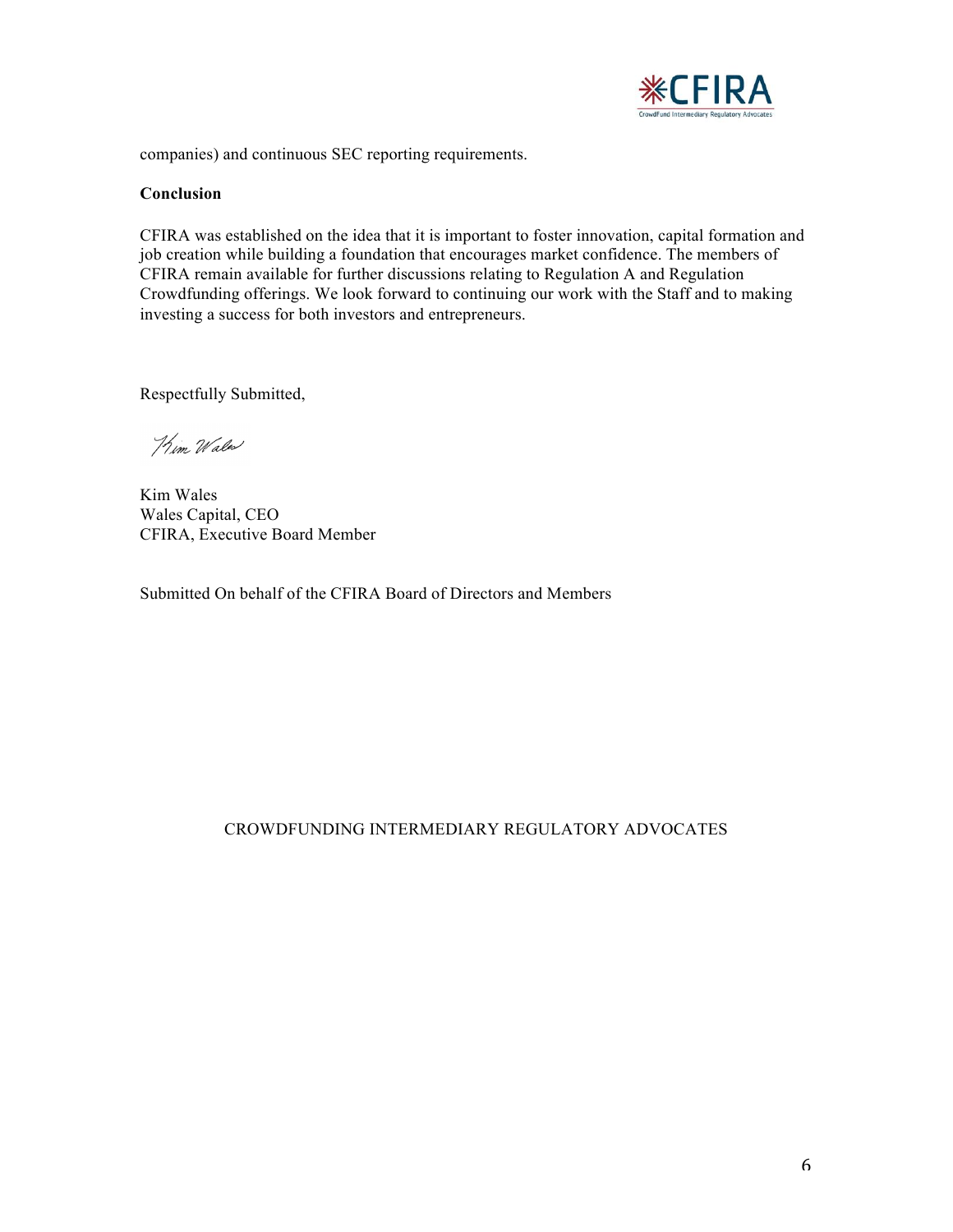companies) and continuous SEC reporting requirements.

**Conclusion**

CFIRA was established on the idea that it is important to foster innovation, capital formation and job creation while building a foundation that encourages market confidence. The members of CFIRA remain available for further discussions relating to Regulation A and Regulation Crowdfunding offerings. We look forward to continuing our work with the Staff and to making investing a success for both investors and entrepreneurs.

Respectfully Submitted,

Kim Wales

Kim Wales
Wales Capital, CEO
CFIRA, Executive Board Member

Submitted On behalf of the CFIRA Board of Directors and Members

CROWDFUNDING INTERMEDIARY REGULATORY ADVOCATES